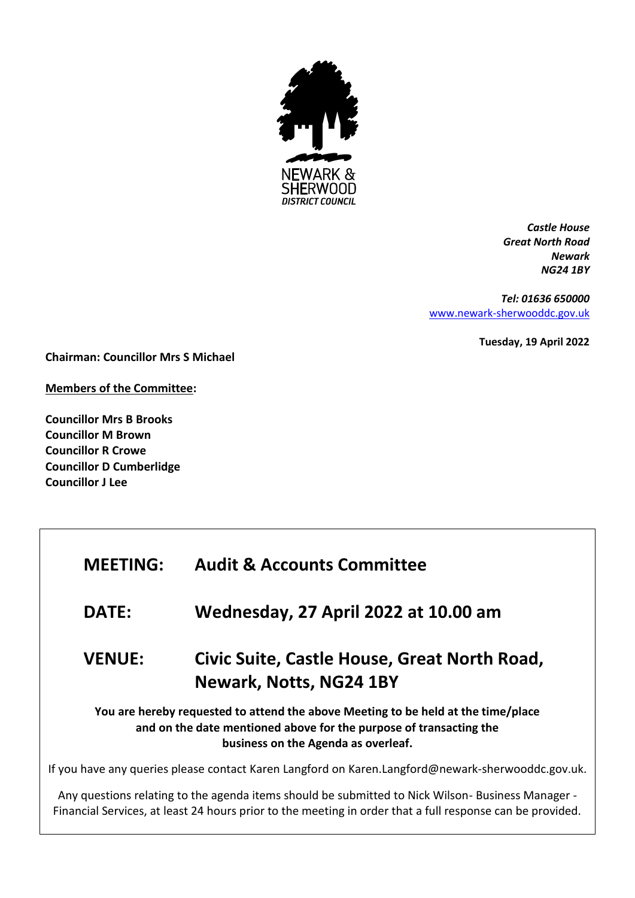NEWARK & SHERWOOD
*DISTRICT COUNCIL*

***Castle House***
***Great North Road***
***Newark***
***NG24 1BY***

***Tel: 01636 650000***
[www.newark-sherwooddc.gov.uk](www.newark-sherwooddc.gov.uk)

**Tuesday, 19 April 2022**

**Chairman: Councillor Mrs S Michael**

**Members of the Committee:**

**Councillor Mrs B Brooks**
**Councillor M Brown**
**Councillor R Crowe**
**Councillor D Cumberlidge**
**Councillor J Lee**

| | |
|---|---|
| **MEETING:** | **Audit & Accounts Committee** |
| **DATE:** | **Wednesday, 27 April 2022 at 10.00 am** |
| **VENUE:** | **Civic Suite, Castle House, Great North Road, Newark, Notts, NG24 1BY** |

**You are hereby requested to attend the above Meeting to be held at the time/place and on the date mentioned above for the purpose of transacting the business on the Agenda as overleaf.**

If you have any queries please contact Karen Langford on Karen.Langford@newark-sherwooddc.gov.uk.

Any questions relating to the agenda items should be submitted to Nick Wilson- Business Manager - Financial Services, at least 24 hours prior to the meeting in order that a full response can be provided.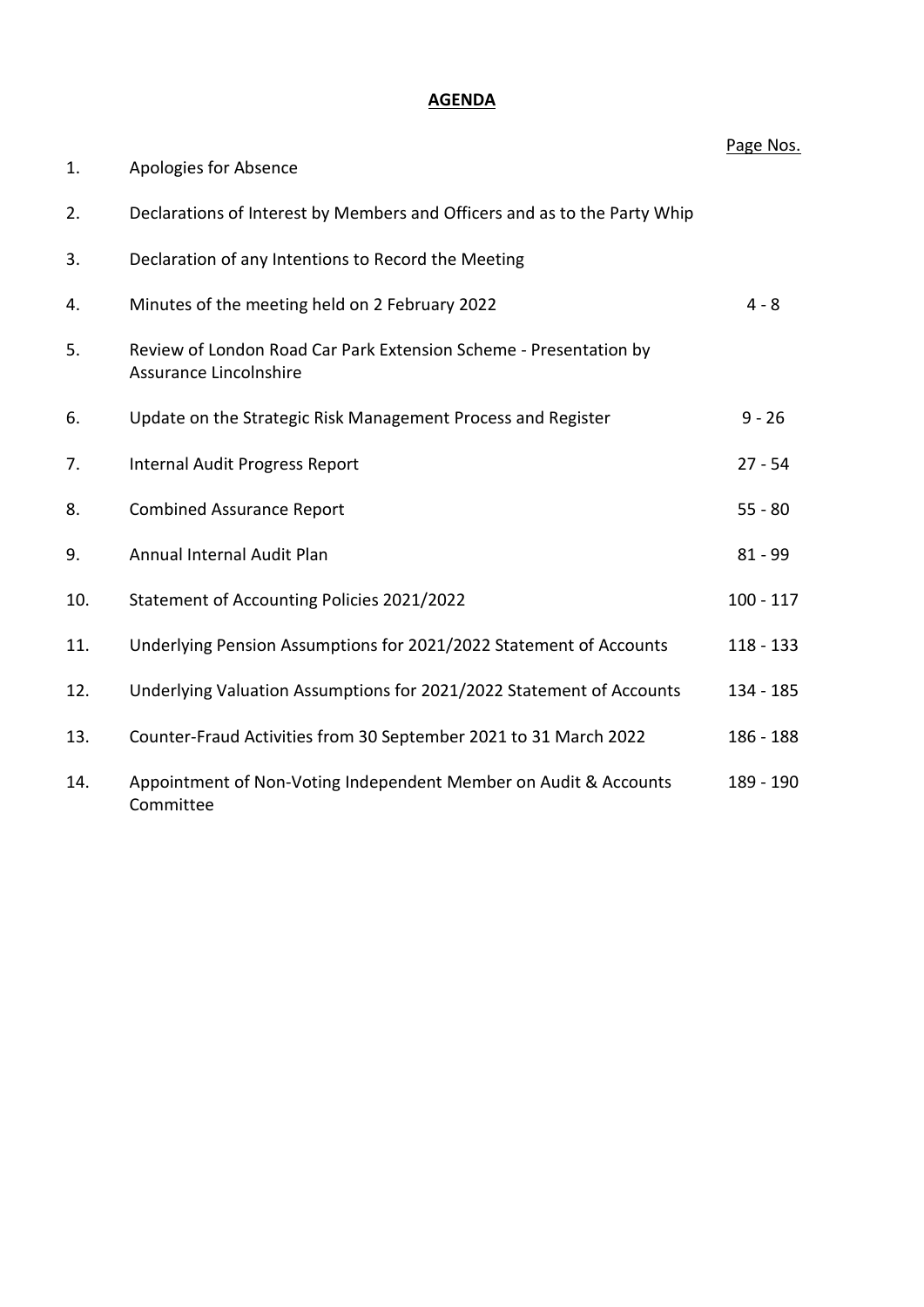# AGENDA

| | | Page Nos. |
|---|---|---|
| 1. | Apologies for Absence | |
| 2. | Declarations of Interest by Members and Officers and as to the Party Whip | |
| 3. | Declaration of any Intentions to Record the Meeting | |
| 4. | Minutes of the meeting held on 2 February 2022 | 4 - 8 |
| 5. | Review of London Road Car Park Extension Scheme - Presentation by Assurance Lincolnshire | |
| 6. | Update on the Strategic Risk Management Process and Register | 9 - 26 |
| 7. | Internal Audit Progress Report | 27 - 54 |
| 8. | Combined Assurance Report | 55 - 80 |
| 9. | Annual Internal Audit Plan | 81 - 99 |
| 10. | Statement of Accounting Policies 2021/2022 | 100 - 117 |
| 11. | Underlying Pension Assumptions for 2021/2022 Statement of Accounts | 118 - 133 |
| 12. | Underlying Valuation Assumptions for 2021/2022 Statement of Accounts | 134 - 185 |
| 13. | Counter-Fraud Activities from 30 September 2021 to 31 March 2022 | 186 - 188 |
| 14. | Appointment of Non-Voting Independent Member on Audit & Accounts Committee | 189 - 190 |